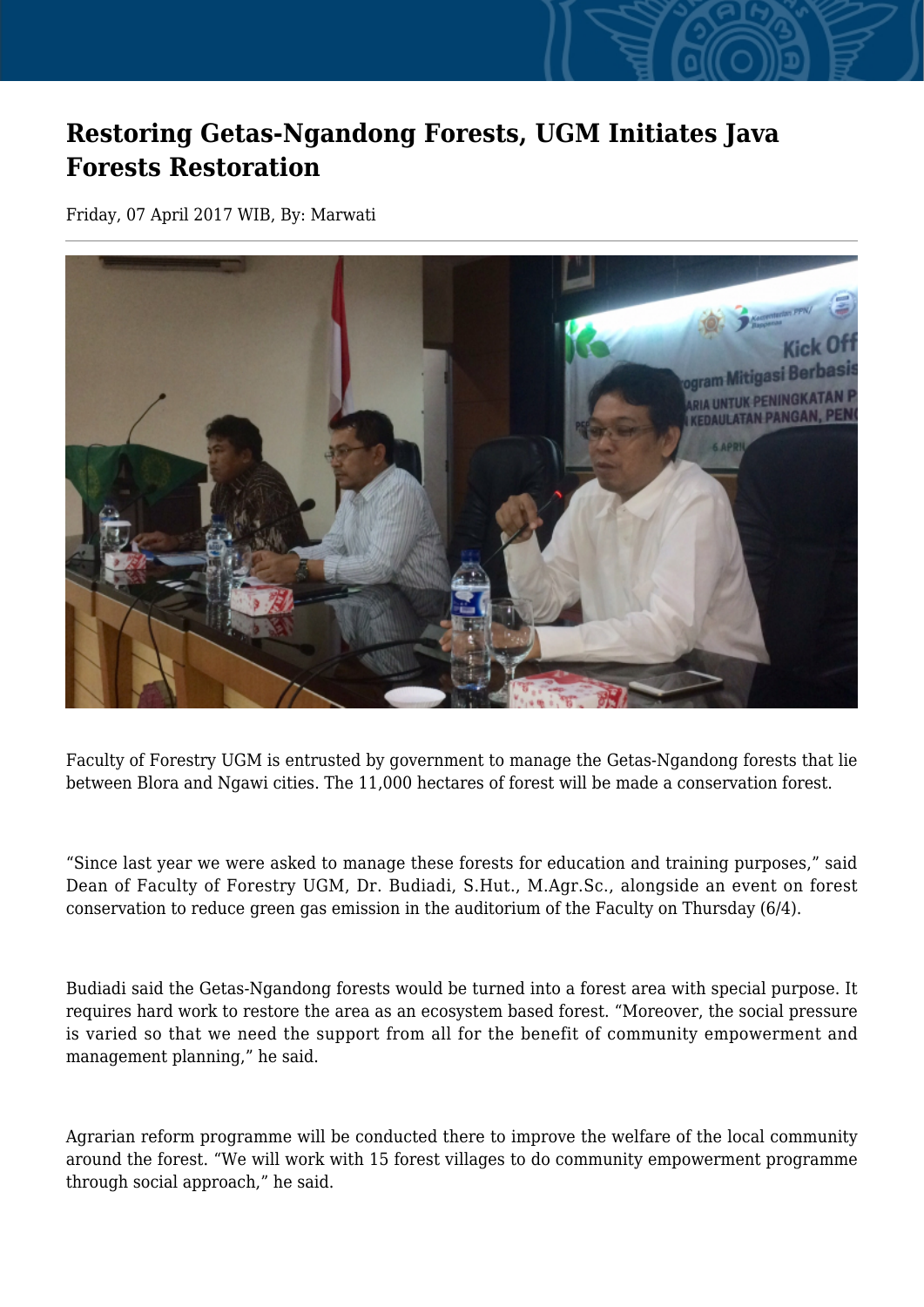# Restoring Getas-Ngandong Forests, UGM Initiates Java Forests Restoration

Friday, 07 April 2017 WIB, By: Marwati

Faculty of Forestry UGM is entrusted by government to manage the Getas-Ngandong forests that lie between Blora and Ngawi cities. The 11,000 hectares of forest will be made a conservation forest.

“Since last year we were asked to manage these forests for education and training purposes,” said Dean of Faculty of Forestry UGM, Dr. Budiadi, S.Hut., M.Agr.Sc., alongside an event on forest conservation to reduce green gas emission in the auditorium of the Faculty on Thursday (6/4).

Budiadi said the Getas-Ngandong forests would be turned into a forest area with special purpose. It requires hard work to restore the area as an ecosystem based forest. “Moreover, the social pressure is varied so that we need the support from all for the benefit of community empowerment and management planning,” he said.

Agrarian reform programme will be conducted there to improve the welfare of the local community around the forest. “We will work with 15 forest villages to do community empowerment programme through social approach,” he said.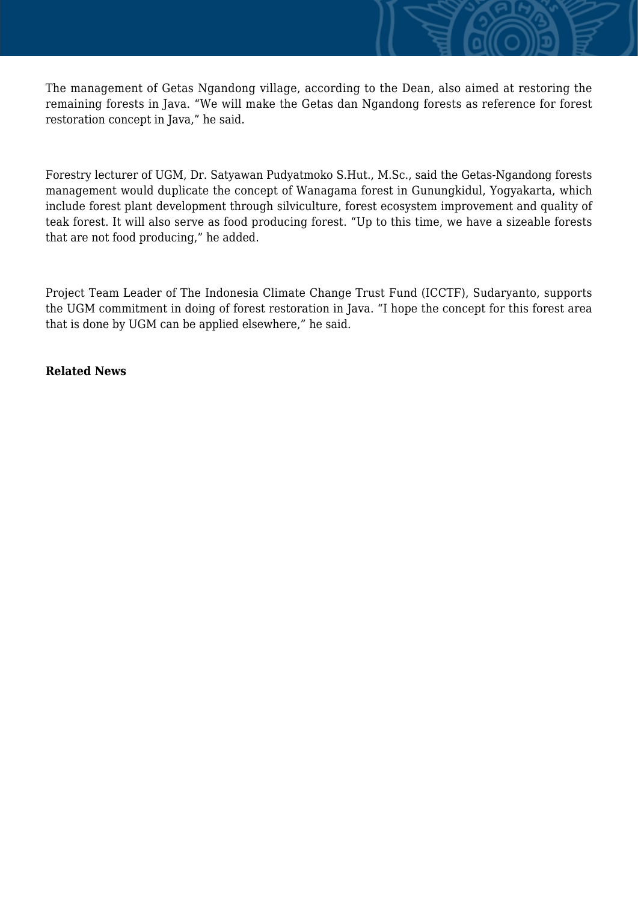The management of Getas Ngandong village, according to the Dean, also aimed at restoring the remaining forests in Java. “We will make the Getas dan Ngandong forests as reference for forest restoration concept in Java,” he said.

Forestry lecturer of UGM, Dr. Satyawan Pudyatmoko S.Hut., M.Sc., said the Getas-Ngandong forests management would duplicate the concept of Wanagama forest in Gunungkidul, Yogyakarta, which include forest plant development through silviculture, forest ecosystem improvement and quality of teak forest. It will also serve as food producing forest. “Up to this time, we have a sizeable forests that are not food producing,” he added.

Project Team Leader of The Indonesia Climate Change Trust Fund (ICCTF), Sudaryanto, supports the UGM commitment in doing of forest restoration in Java. “I hope the concept for this forest area that is done by UGM can be applied elsewhere,” he said.

**Related News**